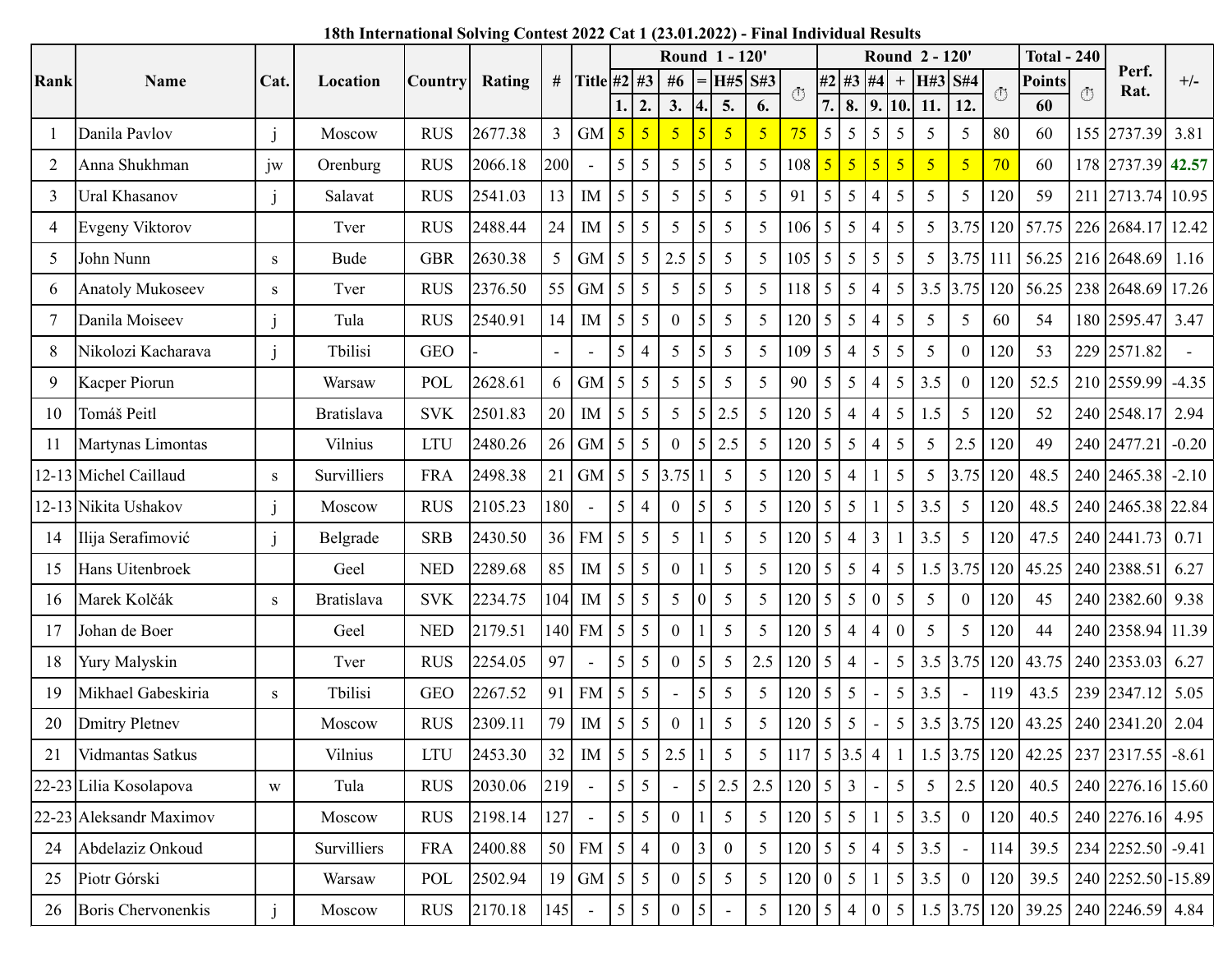**18th International Solving Contest 2022 Cat 1 (23.01.2022) - Final Individual Results**

| Rank | Name | Cat. | Location | Country | Rating | # | Title | Round 1 - 120' | | | | | | | Round 2 - 120' | | | | | | | Total - 240 | | Perf. Rat. | +/- |
|---|---|---|---|---|---|---|---|---|---|---|---|---|---|---|---|---|---|---|---|---|---|---|---|---|---|
| | | | | | | | | #2 | #3 | #6 | = | H#5 | S#3 | ⏱ | #2 | #3 | #4 | + | H#3 | S#4 | ⏱ | Points | ⏱ | | |
| | | | | | | | | 1. | 2. | 3. | 4. | 5. | 6. | | 7. | 8. | 9. | 10. | 11. | 12. | | 60 | | | |
| 1 | Danila Pavlov | j | Moscow | RUS | 2677.38 | 3 | GM | 5 | 5 | 5 | 5 | 5 | 5 | 75 | 5 | 5 | 5 | 5 | 5 | 5 | 80 | 60 | 155 | 2737.39 | 3.81 |
| 2 | Anna Shukhman | jw | Orenburg | RUS | 2066.18 | 200 | - | 5 | 5 | 5 | 5 | 5 | 5 | 108 | 5 | 5 | 5 | 5 | 5 | 5 | 70 | 60 | 178 | 2737.39 | 42.57 |
| 3 | Ural Khasanov | j | Salavat | RUS | 2541.03 | 13 | IM | 5 | 5 | 5 | 5 | 5 | 5 | 91 | 5 | 5 | 4 | 5 | 5 | 5 | 120 | 59 | 211 | 2713.74 | 10.95 |
| 4 | Evgeny Viktorov | | Tver | RUS | 2488.44 | 24 | IM | 5 | 5 | 5 | 5 | 5 | 5 | 106 | 5 | 5 | 4 | 5 | 5 | 3.75 | 120 | 57.75 | 226 | 2684.17 | 12.42 |
| 5 | John Nunn | s | Bude | GBR | 2630.38 | 5 | GM | 5 | 5 | 2.5 | 5 | 5 | 5 | 105 | 5 | 5 | 5 | 5 | 5 | 3.75 | 111 | 56.25 | 216 | 2648.69 | 1.16 |
| 6 | Anatoly Mukoseev | s | Tver | RUS | 2376.50 | 55 | GM | 5 | 5 | 5 | 5 | 5 | 5 | 118 | 5 | 5 | 4 | 5 | 3.5 | 3.75 | 120 | 56.25 | 238 | 2648.69 | 17.26 |
| 7 | Danila Moiseev | j | Tula | RUS | 2540.91 | 14 | IM | 5 | 5 | 0 | 5 | 5 | 5 | 120 | 5 | 5 | 4 | 5 | 5 | 5 | 60 | 54 | 180 | 2595.47 | 3.47 |
| 8 | Nikolozi Kacharava | j | Tbilisi | GEO | - | - | - | 5 | 4 | 5 | 5 | 5 | 5 | 109 | 5 | 4 | 5 | 5 | 5 | 0 | 120 | 53 | 229 | 2571.82 | - |
| 9 | Kacper Piorun | | Warsaw | POL | 2628.61 | 6 | GM | 5 | 5 | 5 | 5 | 5 | 5 | 90 | 5 | 5 | 4 | 5 | 3.5 | 0 | 120 | 52.5 | 210 | 2559.99 | -4.35 |
| 10 | Tomáš Peitl | | Bratislava | SVK | 2501.83 | 20 | IM | 5 | 5 | 5 | 5 | 2.5 | 5 | 120 | 5 | 4 | 4 | 5 | 1.5 | 5 | 120 | 52 | 240 | 2548.17 | 2.94 |
| 11 | Martynas Limontas | | Vilnius | LTU | 2480.26 | 26 | GM | 5 | 5 | 0 | 5 | 2.5 | 5 | 120 | 5 | 5 | 4 | 5 | 5 | 2.5 | 120 | 49 | 240 | 2477.21 | -0.20 |
| 12-13 | Michel Caillaud | s | Survilliers | FRA | 2498.38 | 21 | GM | 5 | 5 | 3.75 | 1 | 5 | 5 | 120 | 5 | 4 | 1 | 5 | 5 | 3.75 | 120 | 48.5 | 240 | 2465.38 | -2.10 |
| 12-13 | Nikita Ushakov | j | Moscow | RUS | 2105.23 | 180 | - | 5 | 4 | 0 | 5 | 5 | 5 | 120 | 5 | 5 | 1 | 5 | 3.5 | 5 | 120 | 48.5 | 240 | 2465.38 | 22.84 |
| 14 | Ilija Serafimović | j | Belgrade | SRB | 2430.50 | 36 | FM | 5 | 5 | 5 | 1 | 5 | 5 | 120 | 5 | 4 | 3 | 1 | 3.5 | 5 | 120 | 47.5 | 240 | 2441.73 | 0.71 |
| 15 | Hans Uitenbroek | | Geel | NED | 2289.68 | 85 | IM | 5 | 5 | 0 | 1 | 5 | 5 | 120 | 5 | 5 | 4 | 5 | 1.5 | 3.75 | 120 | 45.25 | 240 | 2388.51 | 6.27 |
| 16 | Marek Kolčák | s | Bratislava | SVK | 2234.75 | 104 | IM | 5 | 5 | 5 | 0 | 5 | 5 | 120 | 5 | 5 | 0 | 5 | 5 | 0 | 120 | 45 | 240 | 2382.60 | 9.38 |
| 17 | Johan de Boer | | Geel | NED | 2179.51 | 140 | FM | 5 | 5 | 0 | 1 | 5 | 5 | 120 | 5 | 4 | 4 | 0 | 5 | 5 | 120 | 44 | 240 | 2358.94 | 11.39 |
| 18 | Yury Malyskin | | Tver | RUS | 2254.05 | 97 | - | 5 | 5 | 0 | 5 | 5 | 2.5 | 120 | 5 | 4 | - | 5 | 3.5 | 3.75 | 120 | 43.75 | 240 | 2353.03 | 6.27 |
| 19 | Mikhael Gabeskiria | s | Tbilisi | GEO | 2267.52 | 91 | FM | 5 | 5 | - | 5 | 5 | 5 | 120 | 5 | 5 | - | 5 | 3.5 | - | 119 | 43.5 | 239 | 2347.12 | 5.05 |
| 20 | Dmitry Pletnev | | Moscow | RUS | 2309.11 | 79 | IM | 5 | 5 | 0 | 1 | 5 | 5 | 120 | 5 | 5 | - | 5 | 3.5 | 3.75 | 120 | 43.25 | 240 | 2341.20 | 2.04 |
| 21 | Vidmantas Satkus | | Vilnius | LTU | 2453.30 | 32 | IM | 5 | 5 | 2.5 | 1 | 5 | 5 | 117 | 5 | 3.5 | 4 | 1 | 1.5 | 3.75 | 120 | 42.25 | 237 | 2317.55 | -8.61 |
| 22-23 | Lilia Kosolapova | w | Tula | RUS | 2030.06 | 219 | - | 5 | 5 | - | 5 | 2.5 | 2.5 | 120 | 5 | 3 | - | 5 | 5 | 2.5 | 120 | 40.5 | 240 | 2276.16 | 15.60 |
| 22-23 | Aleksandr Maximov | | Moscow | RUS | 2198.14 | 127 | - | 5 | 5 | 0 | 1 | 5 | 5 | 120 | 5 | 5 | 1 | 5 | 3.5 | 0 | 120 | 40.5 | 240 | 2276.16 | 4.95 |
| 24 | Abdelaziz Onkoud | | Survilliers | FRA | 2400.88 | 50 | FM | 5 | 4 | 0 | 3 | 0 | 5 | 120 | 5 | 5 | 4 | 5 | 3.5 | - | 114 | 39.5 | 234 | 2252.50 | -9.41 |
| 25 | Piotr Górski | | Warsaw | POL | 2502.94 | 19 | GM | 5 | 5 | 0 | 5 | 5 | 5 | 120 | 0 | 5 | 1 | 5 | 3.5 | 0 | 120 | 39.5 | 240 | 2252.50 | -15.89 |
| 26 | Boris Chervonenkis | j | Moscow | RUS | 2170.18 | 145 | - | 5 | 5 | 0 | 5 | - | 5 | 120 | 5 | 4 | 0 | 5 | 1.5 | 3.75 | 120 | 39.25 | 240 | 2246.59 | 4.84 |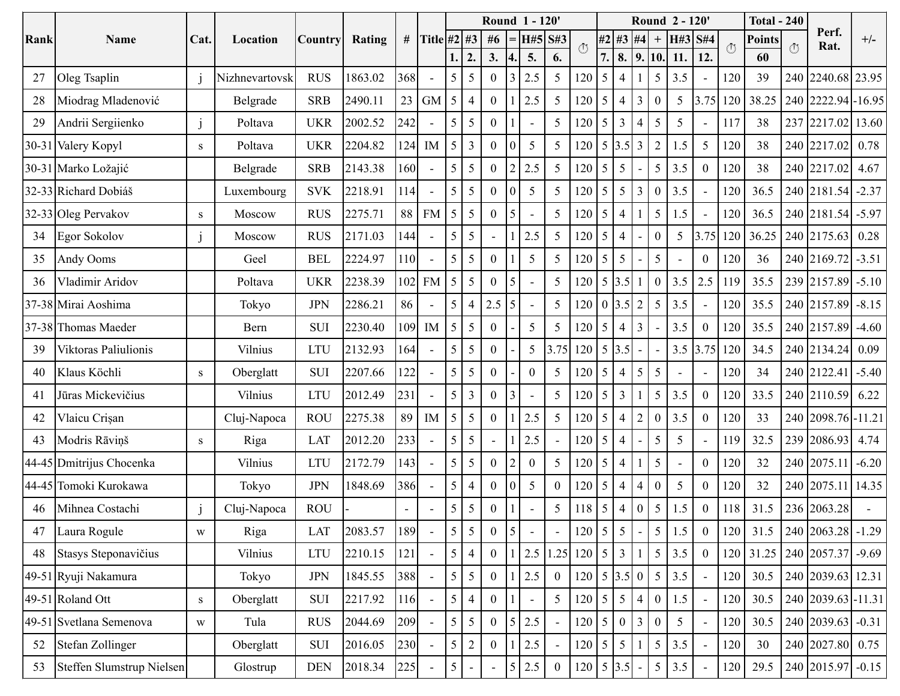| Rank | Name | Cat. | Location | Country | Rating | # | Title | Round 1 - 120' | | | | | | | Round 2 - 120' | | | | | | | Total - 240 | | Perf. Rat. | +/- |
|---|---|---|---|---|---|---|---|---|---|---|---|---|---|---|---|---|---|---|---|---|---|---|---|---|---|
| | | | | | | | | #2 | #3 | #6 | = | H#5 | S#3 | ⏱ | #2 | #3 | #4 | + | H#3 | S#4 | ⏱ | Points | ⏱ | | |
| | | | | | | | | 1. | 2. | 3. | 4. | 5. | 6. | | 7. | 8. | 9. | 10. | 11. | 12. | | 60 | | | |
| 27 | Oleg Tsaplin | j | Nizhnevartovsk | RUS | 1863.02 | 368 | - | 5 | 5 | 0 | 3 | 2.5 | 5 | 120 | 5 | 4 | 1 | 5 | 3.5 | - | 120 | 39 | 240 | 2240.68 | 23.95 |
| 28 | Miodrag Mladenović | | Belgrade | SRB | 2490.11 | 23 | GM | 5 | 4 | 0 | 1 | 2.5 | 5 | 120 | 5 | 4 | 3 | 0 | 5 | 3.75 | 120 | 38.25 | 240 | 2222.94 | -16.95 |
| 29 | Andrii Sergiienko | j | Poltava | UKR | 2002.52 | 242 | - | 5 | 5 | 0 | 1 | - | 5 | 120 | 5 | 3 | 4 | 5 | 5 | - | 117 | 38 | 237 | 2217.02 | 13.60 |
| 30-31 | Valery Kopyl | s | Poltava | UKR | 2204.82 | 124 | IM | 5 | 3 | 0 | 0 | 5 | 5 | 120 | 5 | 3.5 | 3 | 2 | 1.5 | 5 | 120 | 38 | 240 | 2217.02 | 0.78 |
| 30-31 | Marko Ložajić | | Belgrade | SRB | 2143.38 | 160 | - | 5 | 5 | 0 | 2 | 2.5 | 5 | 120 | 5 | 5 | - | 5 | 3.5 | 0 | 120 | 38 | 240 | 2217.02 | 4.67 |
| 32-33 | Richard Dobiáš | | Luxembourg | SVK | 2218.91 | 114 | - | 5 | 5 | 0 | 0 | 5 | 5 | 120 | 5 | 5 | 3 | 0 | 3.5 | - | 120 | 36.5 | 240 | 2181.54 | -2.37 |
| 32-33 | Oleg Pervakov | s | Moscow | RUS | 2275.71 | 88 | FM | 5 | 5 | 0 | 5 | - | 5 | 120 | 5 | 4 | 1 | 5 | 1.5 | - | 120 | 36.5 | 240 | 2181.54 | -5.97 |
| 34 | Egor Sokolov | j | Moscow | RUS | 2171.03 | 144 | - | 5 | 5 | - | 1 | 2.5 | 5 | 120 | 5 | 4 | - | 0 | 5 | 3.75 | 120 | 36.25 | 240 | 2175.63 | 0.28 |
| 35 | Andy Ooms | | Geel | BEL | 2224.97 | 110 | - | 5 | 5 | 0 | 1 | 5 | 5 | 120 | 5 | 5 | - | 5 | - | 0 | 120 | 36 | 240 | 2169.72 | -3.51 |
| 36 | Vladimir Aridov | | Poltava | UKR | 2238.39 | 102 | FM | 5 | 5 | 0 | 5 | - | 5 | 120 | 5 | 3.5 | 1 | 0 | 3.5 | 2.5 | 119 | 35.5 | 239 | 2157.89 | -5.10 |
| 37-38 | Mirai Aoshima | | Tokyo | JPN | 2286.21 | 86 | - | 5 | 4 | 2.5 | 5 | - | 5 | 120 | 0 | 3.5 | 2 | 5 | 3.5 | - | 120 | 35.5 | 240 | 2157.89 | -8.15 |
| 37-38 | Thomas Maeder | | Bern | SUI | 2230.40 | 109 | IM | 5 | 5 | 0 | - | 5 | 5 | 120 | 5 | 4 | 3 | - | 3.5 | 0 | 120 | 35.5 | 240 | 2157.89 | -4.60 |
| 39 | Viktoras Paliulionis | | Vilnius | LTU | 2132.93 | 164 | - | 5 | 5 | 0 | - | 5 | 3.75 | 120 | 5 | 3.5 | - | - | 3.5 | 3.75 | 120 | 34.5 | 240 | 2134.24 | 0.09 |
| 40 | Klaus Köchli | s | Oberglatt | SUI | 2207.66 | 122 | - | 5 | 5 | 0 | - | 0 | 5 | 120 | 5 | 4 | 5 | 5 | - | - | 120 | 34 | 240 | 2122.41 | -5.40 |
| 41 | Jūras Mickevičius | | Vilnius | LTU | 2012.49 | 231 | - | 5 | 3 | 0 | 3 | - | 5 | 120 | 5 | 3 | 1 | 5 | 3.5 | 0 | 120 | 33.5 | 240 | 2110.59 | 6.22 |
| 42 | Vlaicu Crişan | | Cluj-Napoca | ROU | 2275.38 | 89 | IM | 5 | 5 | 0 | 1 | 2.5 | 5 | 120 | 5 | 4 | 2 | 0 | 3.5 | 0 | 120 | 33 | 240 | 2098.76 | -11.21 |
| 43 | Modris Rāviņš | s | Riga | LAT | 2012.20 | 233 | - | 5 | 5 | - | 1 | 2.5 | - | 120 | 5 | 4 | - | 5 | 5 | - | 119 | 32.5 | 239 | 2086.93 | 4.74 |
| 44-45 | Dmitrijus Chocenka | | Vilnius | LTU | 2172.79 | 143 | - | 5 | 5 | 0 | 2 | 0 | 5 | 120 | 5 | 4 | 1 | 5 | - | 0 | 120 | 32 | 240 | 2075.11 | -6.20 |
| 44-45 | Tomoki Kurokawa | | Tokyo | JPN | 1848.69 | 386 | - | 5 | 4 | 0 | 0 | 5 | 0 | 120 | 5 | 4 | 4 | 0 | 5 | 0 | 120 | 32 | 240 | 2075.11 | 14.35 |
| 46 | Mihnea Costachi | j | Cluj-Napoca | ROU | - | - | - | 5 | 5 | 0 | 1 | - | 5 | 118 | 5 | 4 | 0 | 5 | 1.5 | 0 | 118 | 31.5 | 236 | 2063.28 | - |
| 47 | Laura Rogule | w | Riga | LAT | 2083.57 | 189 | - | 5 | 5 | 0 | 5 | - | - | 120 | 5 | 5 | - | 5 | 1.5 | 0 | 120 | 31.5 | 240 | 2063.28 | -1.29 |
| 48 | Stasys Steponavičius | | Vilnius | LTU | 2210.15 | 121 | - | 5 | 4 | 0 | 1 | 2.5 | 1.25 | 120 | 5 | 3 | 1 | 5 | 3.5 | 0 | 120 | 31.25 | 240 | 2057.37 | -9.69 |
| 49-51 | Ryuji Nakamura | | Tokyo | JPN | 1845.55 | 388 | - | 5 | 5 | 0 | 1 | 2.5 | 0 | 120 | 5 | 3.5 | 0 | 5 | 3.5 | - | 120 | 30.5 | 240 | 2039.63 | 12.31 |
| 49-51 | Roland Ott | s | Oberglatt | SUI | 2217.92 | 116 | - | 5 | 4 | 0 | 1 | - | 5 | 120 | 5 | 5 | 4 | 0 | 1.5 | - | 120 | 30.5 | 240 | 2039.63 | -11.31 |
| 49-51 | Svetlana Semenova | w | Tula | RUS | 2044.69 | 209 | - | 5 | 5 | 0 | 5 | 2.5 | - | 120 | 5 | 0 | 3 | 0 | 5 | - | 120 | 30.5 | 240 | 2039.63 | -0.31 |
| 52 | Stefan Zollinger | | Oberglatt | SUI | 2016.05 | 230 | - | 5 | 2 | 0 | 1 | 2.5 | - | 120 | 5 | 5 | 1 | 5 | 3.5 | - | 120 | 30 | 240 | 2027.80 | 0.75 |
| 53 | Steffen Slumstrup Nielsen | | Glostrup | DEN | 2018.34 | 225 | - | 5 | - | - | 5 | 2.5 | 0 | 120 | 5 | 3.5 | - | 5 | 3.5 | - | 120 | 29.5 | 240 | 2015.97 | -0.15 |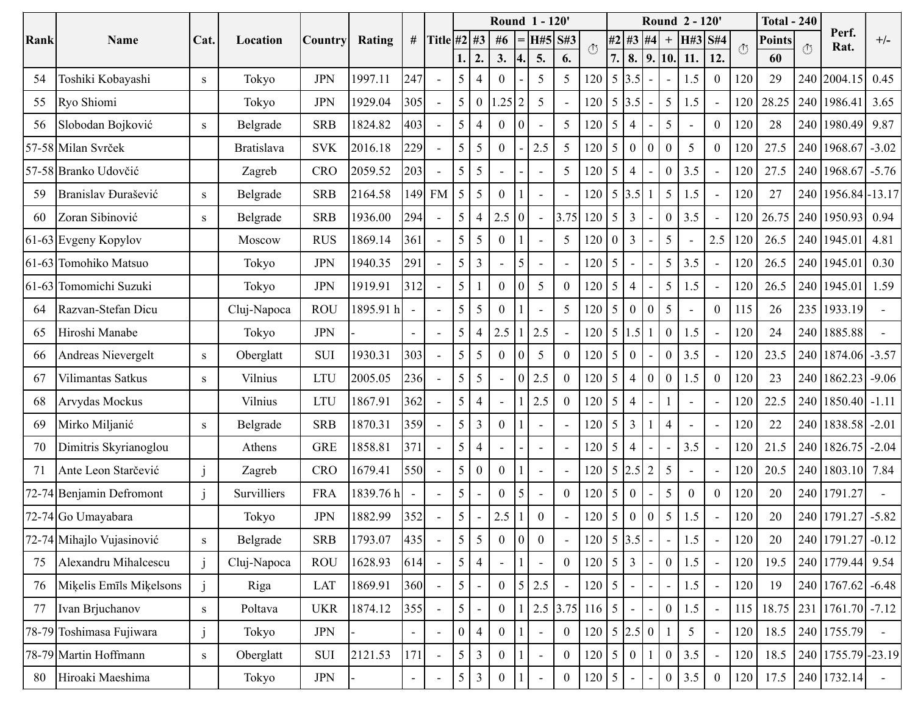| Rank | Name | Cat. | Location | Country | Rating | # | Title | Round 1 - 120' | | | | | | | Round 2 - 120' | | | | | | | Total - 240 | | Perf. Rat. | +/- |
|---|---|---|---|---|---|---|---|---|---|---|---|---|---|---|---|---|---|---|---|---|---|---|---|---|---|
| | | | | | | | | #2 | #3 | #6 | = | H#5 | S#3 | ⏱ | #2 | #3 | #4 | + | H#3 | S#4 | ⏱ | Points | ⏱ | | |
| | | | | | | | | 1. | 2. | 3. | 4. | 5. | 6. | | 7. | 8. | 9. | 10. | 11. | 12. | | 60 | | | |
| 54 | Toshiki Kobayashi | s | Tokyo | JPN | 1997.11 | 247 | - | 5 | 4 | 0 | - | 5 | 5 | 120 | 5 | 3.5 | - | - | 1.5 | 0 | 120 | 29 | 240 | 2004.15 | 0.45 |
| 55 | Ryo Shiomi | | Tokyo | JPN | 1929.04 | 305 | - | 5 | 0 | 1.25 | 2 | 5 | - | 120 | 5 | 3.5 | - | 5 | 1.5 | - | 120 | 28.25 | 240 | 1986.41 | 3.65 |
| 56 | Slobodan Bojković | s | Belgrade | SRB | 1824.82 | 403 | - | 5 | 4 | 0 | 0 | - | 5 | 120 | 5 | 4 | - | 5 | - | 0 | 120 | 28 | 240 | 1980.49 | 9.87 |
| 57-58 | Milan Svrček | | Bratislava | SVK | 2016.18 | 229 | - | 5 | 5 | 0 | - | 2.5 | 5 | 120 | 5 | 0 | 0 | 0 | 5 | 0 | 120 | 27.5 | 240 | 1968.67 | -3.02 |
| 57-58 | Branko Udovčić | | Zagreb | CRO | 2059.52 | 203 | - | 5 | 5 | - | - | - | 5 | 120 | 5 | 4 | - | 0 | 3.5 | - | 120 | 27.5 | 240 | 1968.67 | -5.76 |
| 59 | Branislav Đurašević | s | Belgrade | SRB | 2164.58 | 149 | FM | 5 | 5 | 0 | 1 | - | - | 120 | 5 | 3.5 | 1 | 5 | 1.5 | - | 120 | 27 | 240 | 1956.84 | -13.17 |
| 60 | Zoran Sibinović | s | Belgrade | SRB | 1936.00 | 294 | - | 5 | 4 | 2.5 | 0 | - | 3.75 | 120 | 5 | 3 | - | 0 | 3.5 | - | 120 | 26.75 | 240 | 1950.93 | 0.94 |
| 61-63 | Evgeny Kopylov | | Moscow | RUS | 1869.14 | 361 | - | 5 | 5 | 0 | 1 | - | 5 | 120 | 0 | 3 | - | 5 | - | 2.5 | 120 | 26.5 | 240 | 1945.01 | 4.81 |
| 61-63 | Tomohiko Matsuo | | Tokyo | JPN | 1940.35 | 291 | - | 5 | 3 | - | 5 | - | - | 120 | 5 | - | - | 5 | 3.5 | - | 120 | 26.5 | 240 | 1945.01 | 0.30 |
| 61-63 | Tomomichi Suzuki | | Tokyo | JPN | 1919.91 | 312 | - | 5 | 1 | 0 | 0 | 5 | 0 | 120 | 5 | 4 | - | 5 | 1.5 | - | 120 | 26.5 | 240 | 1945.01 | 1.59 |
| 64 | Razvan-Stefan Dicu | | Cluj-Napoca | ROU | 1895.91 h | - | - | 5 | 5 | 0 | 1 | - | 5 | 120 | 5 | 0 | 0 | 5 | - | 0 | 115 | 26 | 235 | 1933.19 | - |
| 65 | Hiroshi Manabe | | Tokyo | JPN | - | - | - | 5 | 4 | 2.5 | 1 | 2.5 | - | 120 | 5 | 1.5 | 1 | 0 | 1.5 | - | 120 | 24 | 240 | 1885.88 | - |
| 66 | Andreas Nievergelt | s | Oberglatt | SUI | 1930.31 | 303 | - | 5 | 5 | 0 | 0 | 5 | 0 | 120 | 5 | 0 | - | 0 | 3.5 | - | 120 | 23.5 | 240 | 1874.06 | -3.57 |
| 67 | Vilimantas Satkus | s | Vilnius | LTU | 2005.05 | 236 | - | 5 | 5 | - | 0 | 2.5 | 0 | 120 | 5 | 4 | 0 | 0 | 1.5 | 0 | 120 | 23 | 240 | 1862.23 | -9.06 |
| 68 | Arvydas Mockus | | Vilnius | LTU | 1867.91 | 362 | - | 5 | 4 | - | 1 | 2.5 | 0 | 120 | 5 | 4 | - | 1 | - | - | 120 | 22.5 | 240 | 1850.40 | -1.11 |
| 69 | Mirko Miljanić | s | Belgrade | SRB | 1870.31 | 359 | - | 5 | 3 | 0 | 1 | - | - | 120 | 5 | 3 | 1 | 4 | - | - | 120 | 22 | 240 | 1838.58 | -2.01 |
| 70 | Dimitris Skyrianoglou | | Athens | GRE | 1858.81 | 371 | - | 5 | 4 | - | - | - | - | 120 | 5 | 4 | - | - | 3.5 | - | 120 | 21.5 | 240 | 1826.75 | -2.04 |
| 71 | Ante Leon Starčević | j | Zagreb | CRO | 1679.41 | 550 | - | 5 | 0 | 0 | 1 | - | - | 120 | 5 | 2.5 | 2 | 5 | - | - | 120 | 20.5 | 240 | 1803.10 | 7.84 |
| 72-74 | Benjamin Defromont | j | Survilliers | FRA | 1839.76 h | - | - | 5 | - | 0 | 5 | - | 0 | 120 | 5 | 0 | - | 5 | 0 | 0 | 120 | 20 | 240 | 1791.27 | - |
| 72-74 | Go Umayabara | | Tokyo | JPN | 1882.99 | 352 | - | 5 | - | 2.5 | 1 | 0 | - | 120 | 5 | 0 | 0 | 5 | 1.5 | - | 120 | 20 | 240 | 1791.27 | -5.82 |
| 72-74 | Mihajlo Vujasinović | s | Belgrade | SRB | 1793.07 | 435 | - | 5 | 5 | 0 | 0 | 0 | - | 120 | 5 | 3.5 | - | - | 1.5 | - | 120 | 20 | 240 | 1791.27 | -0.12 |
| 75 | Alexandru Mihalcescu | j | Cluj-Napoca | ROU | 1628.93 | 614 | - | 5 | 4 | - | 1 | - | 0 | 120 | 5 | 3 | - | 0 | 1.5 | - | 120 | 19.5 | 240 | 1779.44 | 9.54 |
| 76 | Miķelis Emīls Miķelsons | j | Riga | LAT | 1869.91 | 360 | - | 5 | - | 0 | 5 | 2.5 | - | 120 | 5 | - | - | - | 1.5 | - | 120 | 19 | 240 | 1767.62 | -6.48 |
| 77 | Ivan Brjuchanov | s | Poltava | UKR | 1874.12 | 355 | - | 5 | - | 0 | 1 | 2.5 | 3.75 | 116 | 5 | - | - | 0 | 1.5 | - | 115 | 18.75 | 231 | 1761.70 | -7.12 |
| 78-79 | Toshimasa Fujiwara | j | Tokyo | JPN | - | - | - | 0 | 4 | 0 | 1 | - | 0 | 120 | 5 | 2.5 | 0 | 1 | 5 | - | 120 | 18.5 | 240 | 1755.79 | - |
| 78-79 | Martin Hoffmann | s | Oberglatt | SUI | 2121.53 | 171 | - | 5 | 3 | 0 | 1 | - | 0 | 120 | 5 | 0 | 1 | 0 | 3.5 | - | 120 | 18.5 | 240 | 1755.79 | -23.19 |
| 80 | Hiroaki Maeshima | | Tokyo | JPN | - | - | - | 5 | 3 | 0 | 1 | - | 0 | 120 | 5 | - | - | 0 | 3.5 | 0 | 120 | 17.5 | 240 | 1732.14 | - |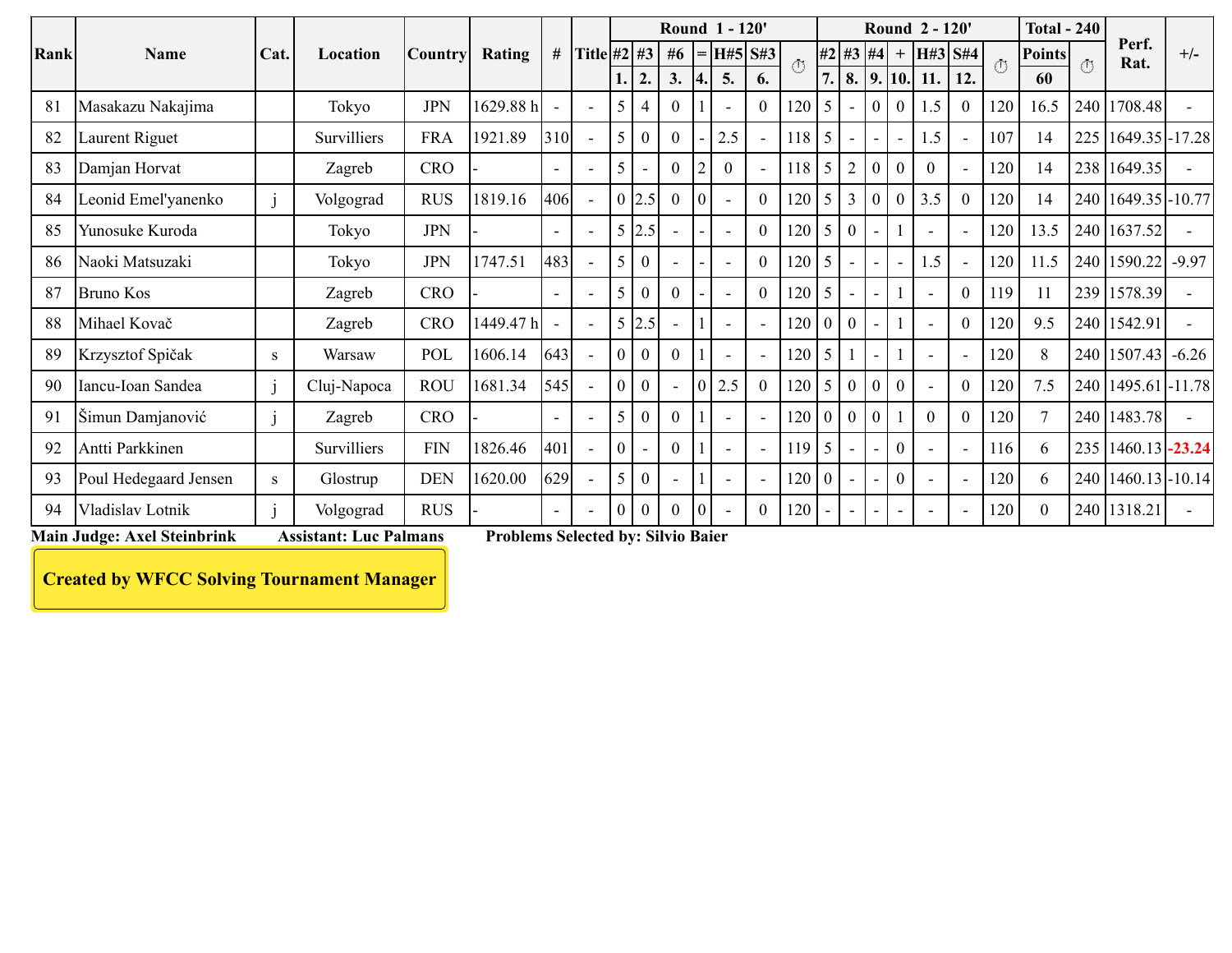| Rank | Name | Cat. | Location | Country | Rating | # | Title | Round 1 - 120' | | | | | | | Round 2 - 120' | | | | | | | Total - 240 | | Perf. Rat. | +/- |
|---|---|---|---|---|---|---|---|---|---|---|---|---|---|---|---|---|---|---|---|---|---|---|---|---|---|
| | | | | | | | | #2 1. | #3 2. | #6 3. | = 4. | H#5 5. | S#3 6. | ⏱ | #2 7. | #3 8. | #4 9. | + 10. | H#3 11. | S#4 12. | ⏱ | Points 60 | ⏱ | | |
| 81 | Masakazu Nakajima | | Tokyo | JPN | 1629.88 h | - | - | 5 | 4 | 0 | 1 | - | 0 | 120 | 5 | - | 0 | 0 | 1.5 | 0 | 120 | 16.5 | 240 | 1708.48 | - |
| 82 | Laurent Riguet | | Survilliers | FRA | 1921.89 | 310 | - | 5 | 0 | 0 | - | 2.5 | - | 118 | 5 | - | - | - | 1.5 | - | 107 | 14 | 225 | 1649.35 | -17.28 |
| 83 | Damjan Horvat | | Zagreb | CRO | - | - | - | 5 | - | 0 | 2 | 0 | - | 118 | 5 | 2 | 0 | 0 | 0 | - | 120 | 14 | 238 | 1649.35 | - |
| 84 | Leonid Emel'yanenko | j | Volgograd | RUS | 1819.16 | 406 | - | 0 | 2.5 | 0 | 0 | - | 0 | 120 | 5 | 3 | 0 | 0 | 3.5 | 0 | 120 | 14 | 240 | 1649.35 | -10.77 |
| 85 | Yunosuke Kuroda | | Tokyo | JPN | - | - | - | 5 | 2.5 | - | - | - | 0 | 120 | 5 | 0 | - | 1 | - | - | 120 | 13.5 | 240 | 1637.52 | - |
| 86 | Naoki Matsuzaki | | Tokyo | JPN | 1747.51 | 483 | - | 5 | 0 | - | - | - | 0 | 120 | 5 | - | - | - | 1.5 | - | 120 | 11.5 | 240 | 1590.22 | -9.97 |
| 87 | Bruno Kos | | Zagreb | CRO | - | - | - | 5 | 0 | 0 | - | - | 0 | 120 | 5 | - | - | 1 | - | 0 | 119 | 11 | 239 | 1578.39 | - |
| 88 | Mihael Kovač | | Zagreb | CRO | 1449.47 h | - | - | 5 | 2.5 | - | 1 | - | - | 120 | 0 | 0 | - | 1 | - | 0 | 120 | 9.5 | 240 | 1542.91 | - |
| 89 | Krzysztof Spičak | s | Warsaw | POL | 1606.14 | 643 | - | 0 | 0 | 0 | 1 | - | - | 120 | 5 | 1 | - | 1 | - | - | 120 | 8 | 240 | 1507.43 | -6.26 |
| 90 | Iancu-Ioan Sandea | j | Cluj-Napoca | ROU | 1681.34 | 545 | - | 0 | 0 | - | 0 | 2.5 | 0 | 120 | 5 | 0 | 0 | 0 | - | 0 | 120 | 7.5 | 240 | 1495.61 | -11.78 |
| 91 | Šimun Damjanović | j | Zagreb | CRO | - | - | - | 5 | 0 | 0 | 1 | - | - | 120 | 0 | 0 | 0 | 1 | 0 | 0 | 120 | 7 | 240 | 1483.78 | - |
| 92 | Antti Parkkinen | | Survilliers | FIN | 1826.46 | 401 | - | 0 | - | 0 | 1 | - | - | 119 | 5 | - | - | 0 | - | - | 116 | 6 | 235 | 1460.13 | -23.24 |
| 93 | Poul Hedegaard Jensen | s | Glostrup | DEN | 1620.00 | 629 | - | 5 | 0 | - | 1 | - | - | 120 | 0 | - | - | 0 | - | - | 120 | 6 | 240 | 1460.13 | -10.14 |
| 94 | Vladislav Lotnik | j | Volgograd | RUS | - | - | - | 0 | 0 | 0 | 0 | - | 0 | 120 | - | - | - | - | - | - | 120 | 0 | 240 | 1318.21 | - |

**Main Judge: Axel Steinbrink** **Assistant: Luc Palmans** **Problems Selected by: Silvio Baier**

**Created by WFCC Solving Tournament Manager**